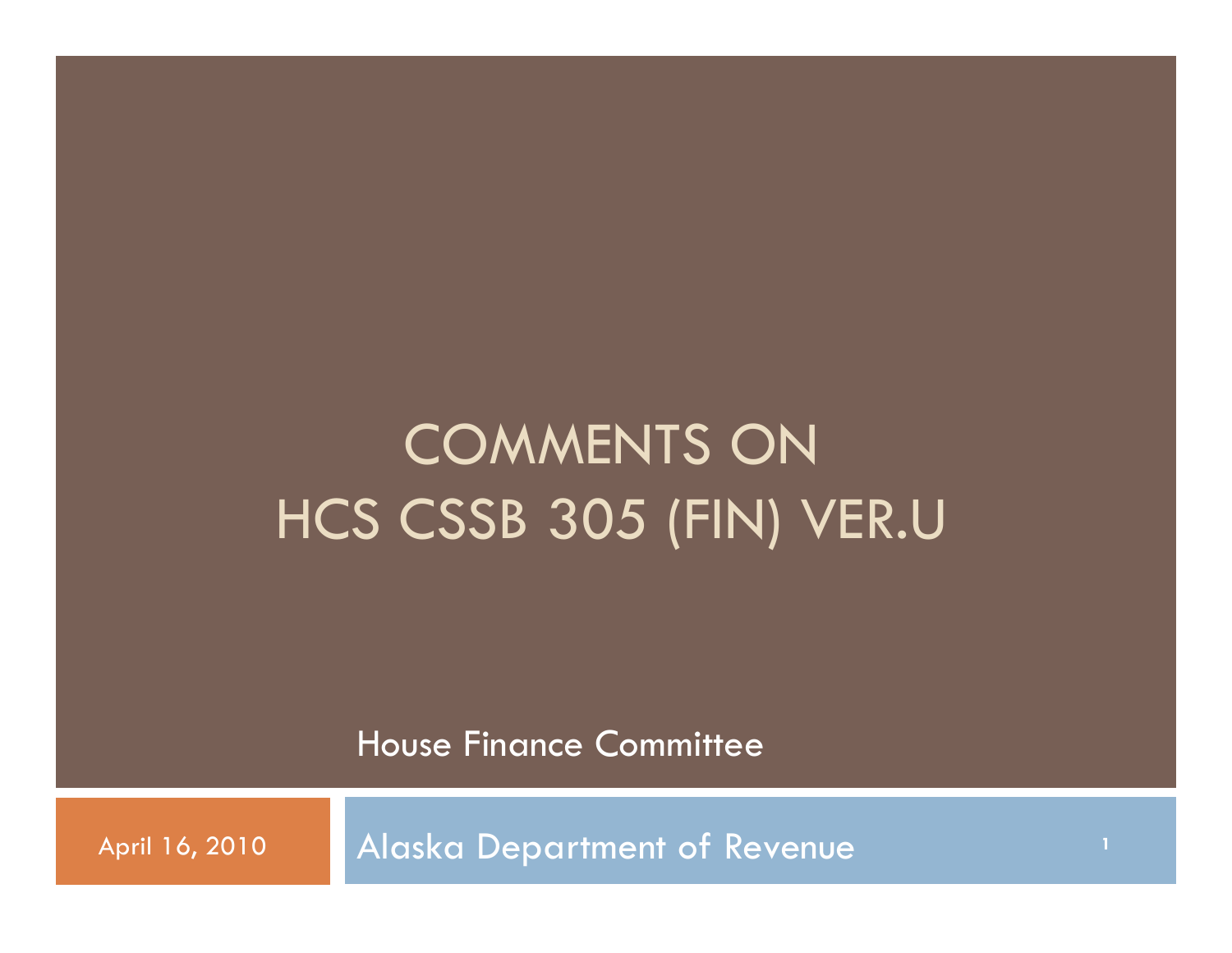# COMMENTS ON HCS CSSB 305 (FIN) VER.U

House Finance Committee

April 16, 2010

Alaska Department of Revenue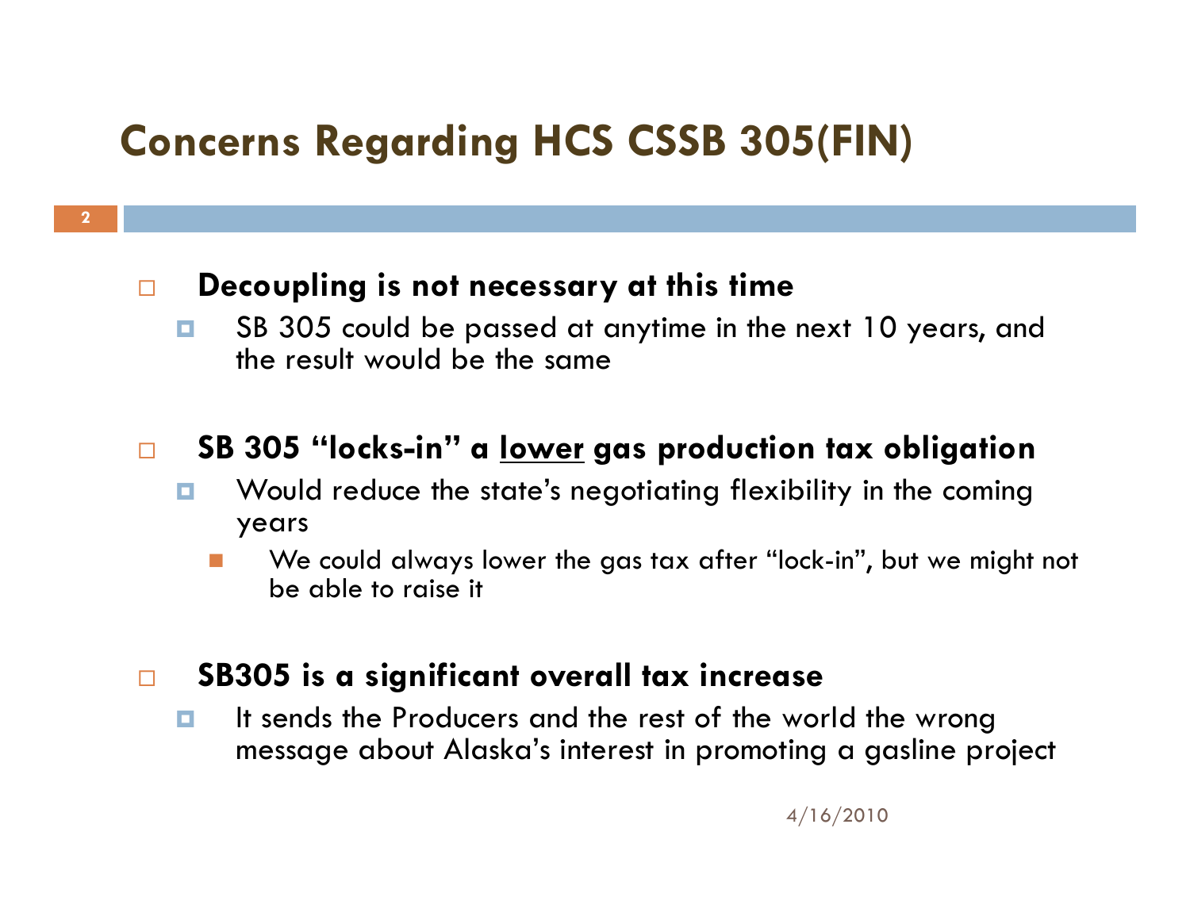# Concerns Regarding HCS CSSB 305(FIN)

- **Decoupling is not necessary at this time**
  - SB 305 could be passed at anytime in the next 10 years, and the result would be the same

- **SB 305 "locks-in" a <u>lower</u> gas production tax obligation**
  - Would reduce the state's negotiating flexibility in the coming years
    - We could always lower the gas tax after "lock-in", but we might not be able to raise it

- **SB305 is a significant overall tax increase**
  - It sends the Producers and the rest of the world the wrong message about Alaska's interest in promoting a gasline project

4/16/2010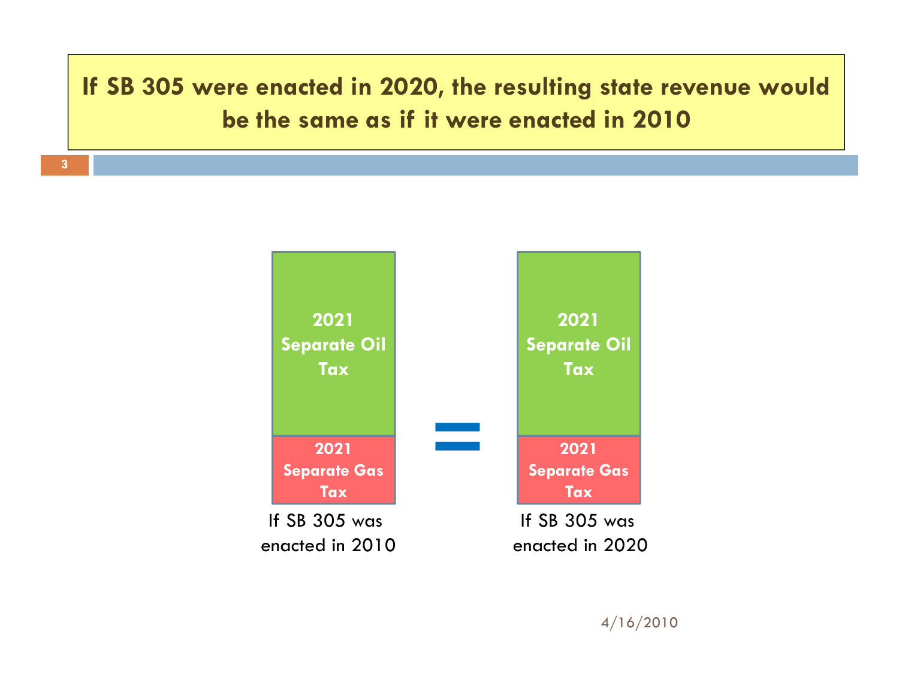## If SB 305 were enacted in 2020, the resulting state revenue would be the same as if it were enacted in 2010

| If SB 305 was enacted in 2010 | | If SB 305 was enacted in 2020 |
|---|---|---|
| **2021 Separate Oil Tax** | = | **2021 Separate Oil Tax** |
| **2021 Separate Gas Tax** | | **2021 Separate Gas Tax** |

4/16/2010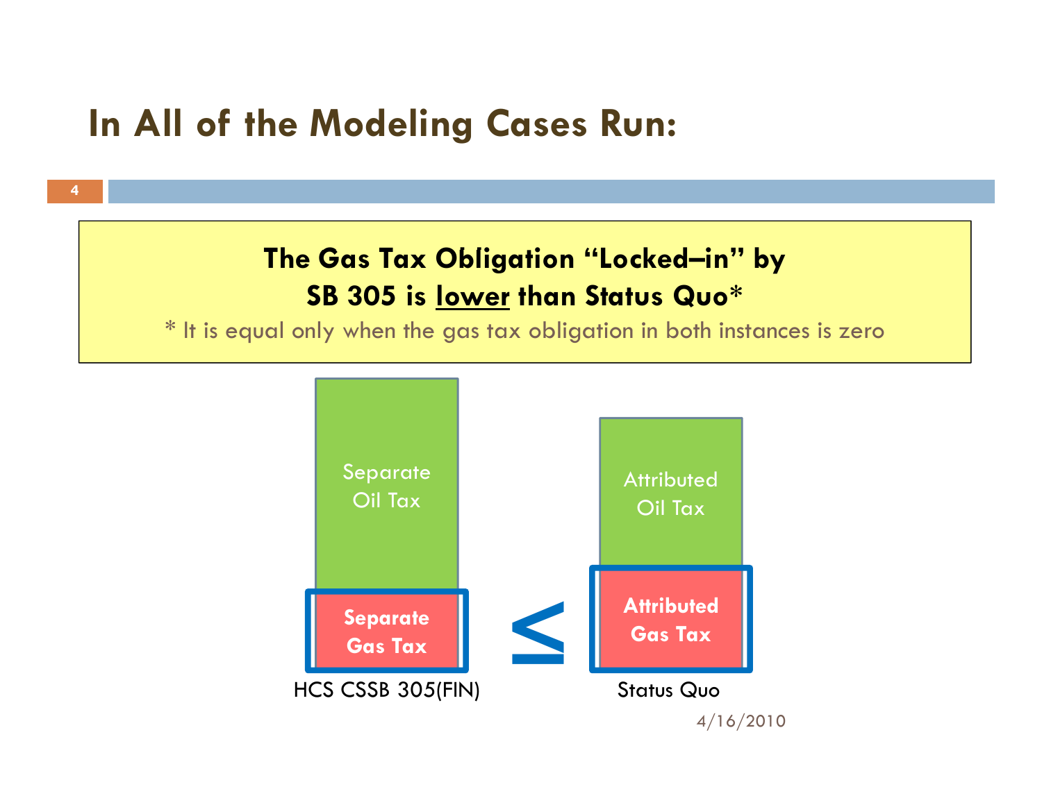# In All of the Modeling Cases Run:

**The Gas Tax Obligation "Locked–in" by SB 305 is <u>lower</u> than Status Quo***

* It is equal only when the gas tax obligation in both instances is zero

Separate Oil Tax

**Separate Gas Tax**

HCS CSSB 305(FIN)

≤

Attributed Oil Tax

**Attributed Gas Tax**

Status Quo

4/16/2010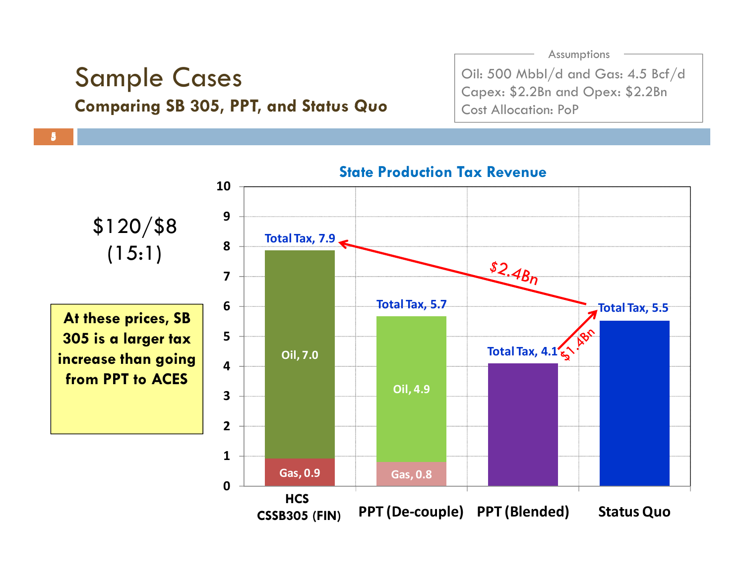# Sample Cases

## Comparing SB 305, PPT, and Status Quo

Assumptions

Oil: 500 Mbbl/d and Gas: 4.5 Bcf/d
Capex: $2.2Bn and Opex: $2.2Bn
Cost Allocation: PoP

$120/$8
(15:1)

**At these prices, SB 305 is a larger tax increase than going from PPT to ACES**

### State Production Tax Revenue

| | HCS CSSB305 (FIN) | PPT (De-couple) | PPT (Blended) | Status Quo |
|---|---|---|---|---|
| Oil | 7.0 | 4.9 | | |
| Gas | 0.9 | 0.8 | | |
| Total Tax | 7.9 | 5.7 | 4.1 | 5.5 |

$2.4Bn (Status Quo to HCS CSSB305 (FIN))

$1.4Bn (PPT (Blended) to Status Quo)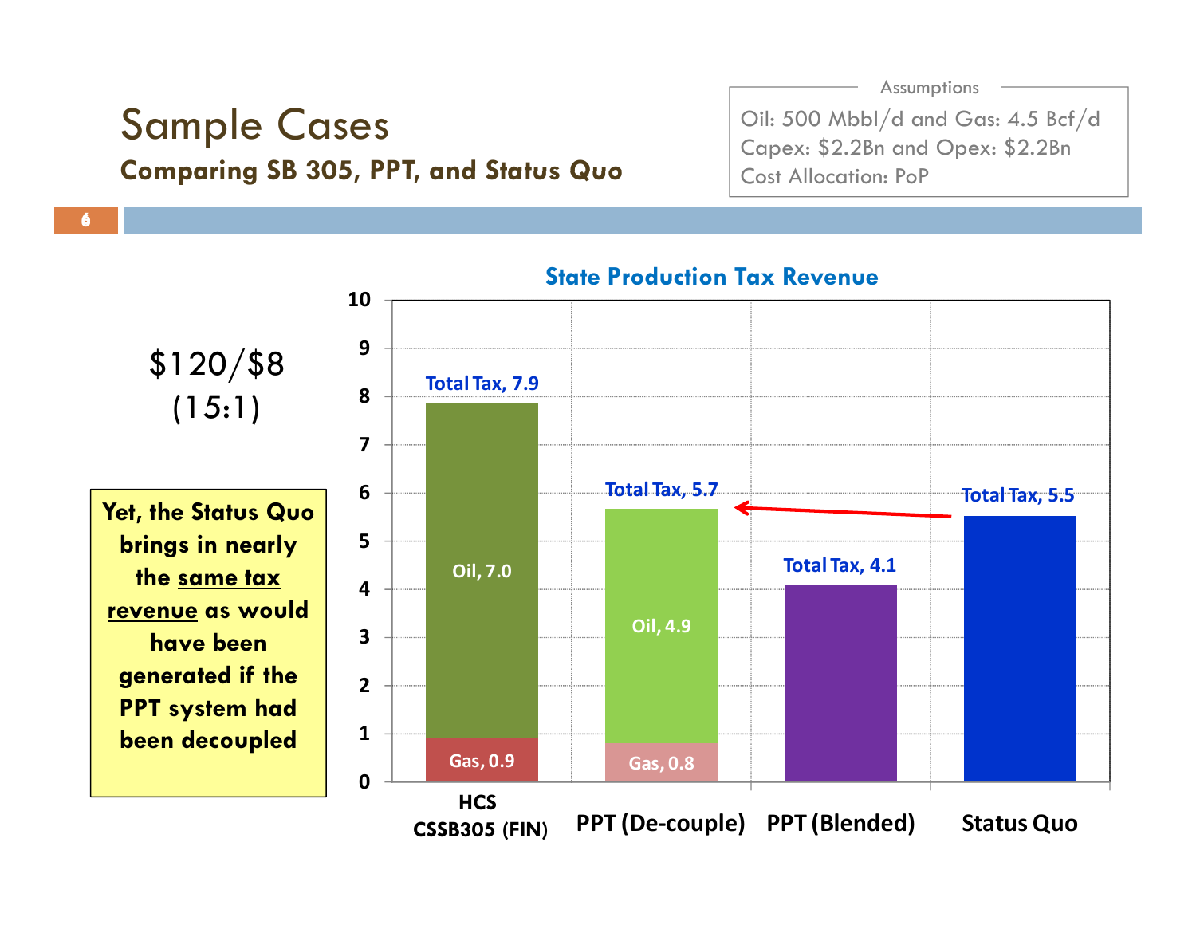# Sample Cases

## Comparing SB 305, PPT, and Status Quo

Assumptions

Oil: 500 Mbbl/d and Gas: 4.5 Bcf/d
Capex: $2.2Bn and Opex: $2.2Bn
Cost Allocation: PoP

$120/$8
(15:1)

**Yet, the Status Quo brings in nearly the <u>same tax revenue</u> as would have been generated if the PPT system had been decoupled**

**State Production Tax Revenue**

| | HCS CSSB305 (FIN) | PPT (De-couple) | PPT (Blended) | Status Quo |
|---|---|---|---|---|
| Oil | 7.0 | 4.9 | | |
| Gas | 0.9 | 0.8 | | |
| Total Tax | 7.9 | 5.7 | 4.1 | 5.5 |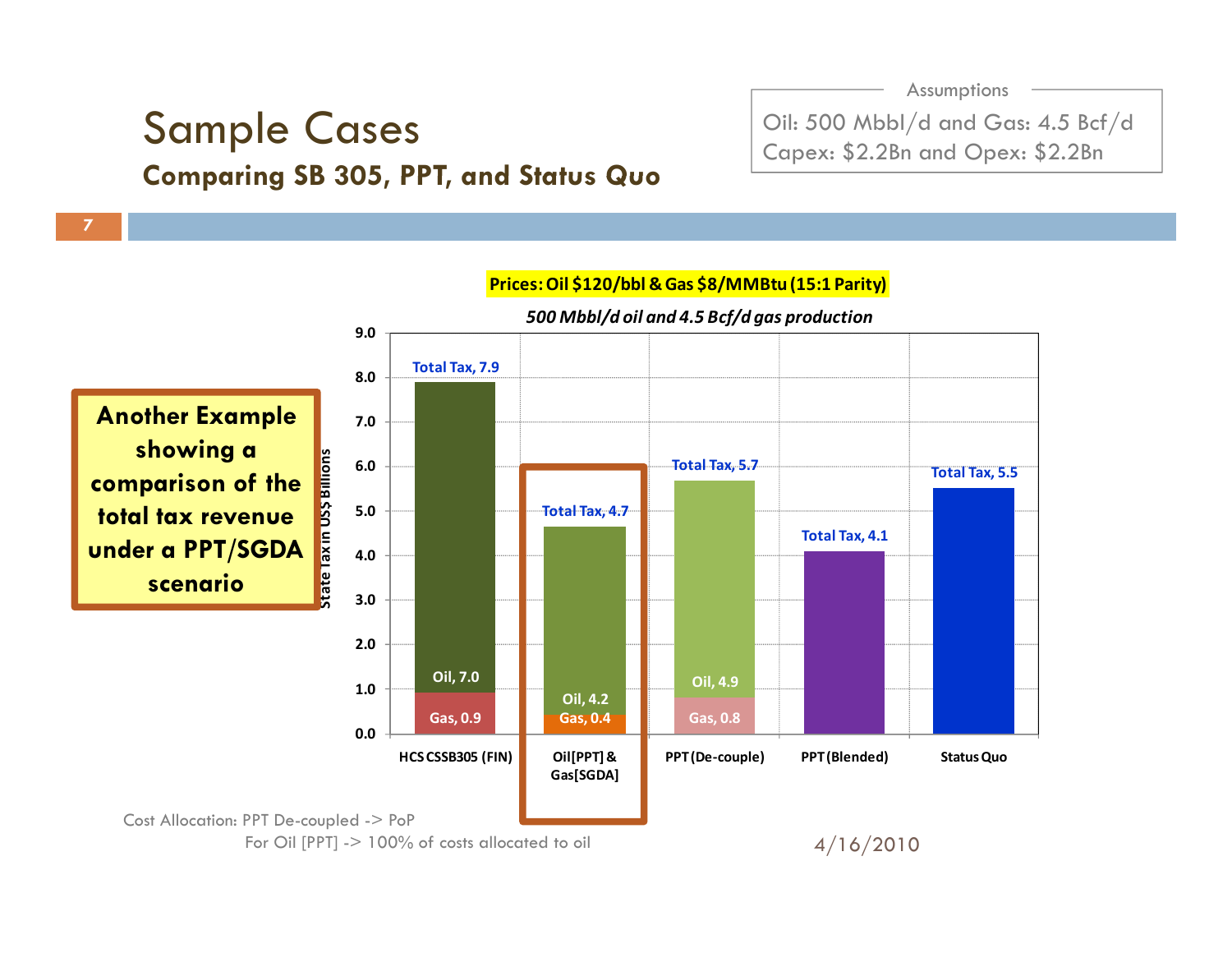# Sample Cases

## Comparing SB 305, PPT, and Status Quo

**Assumptions**

Oil: 500 Mbbl/d and Gas: 4.5 Bcf/d
Capex: $2.2Bn and Opex: $2.2Bn

**Prices: Oil $120/bbl & Gas $8/MMBtu (15:1 Parity)**

*500 Mbbl/d oil and 4.5 Bcf/d gas production*

State Tax in US$ Billions

| Case | Oil | Gas | Total Tax |
|---|---|---|---|
| HCS CSSB305 (FIN) | 7.0 | 0.9 | 7.9 |
| Oil[PPT] & Gas[SGDA] | 4.2 | 0.4 | 4.7 |
| PPT (De-couple) | 4.9 | 0.8 | 5.7 |
| PPT (Blended) | | | 4.1 |
| Status Quo | | | 5.5 |

**Another Example showing a comparison of the total tax revenue under a PPT/SGDA scenario**

Cost Allocation: PPT De-coupled -> PoP
For Oil [PPT] -> 100% of costs allocated to oil

4/16/2010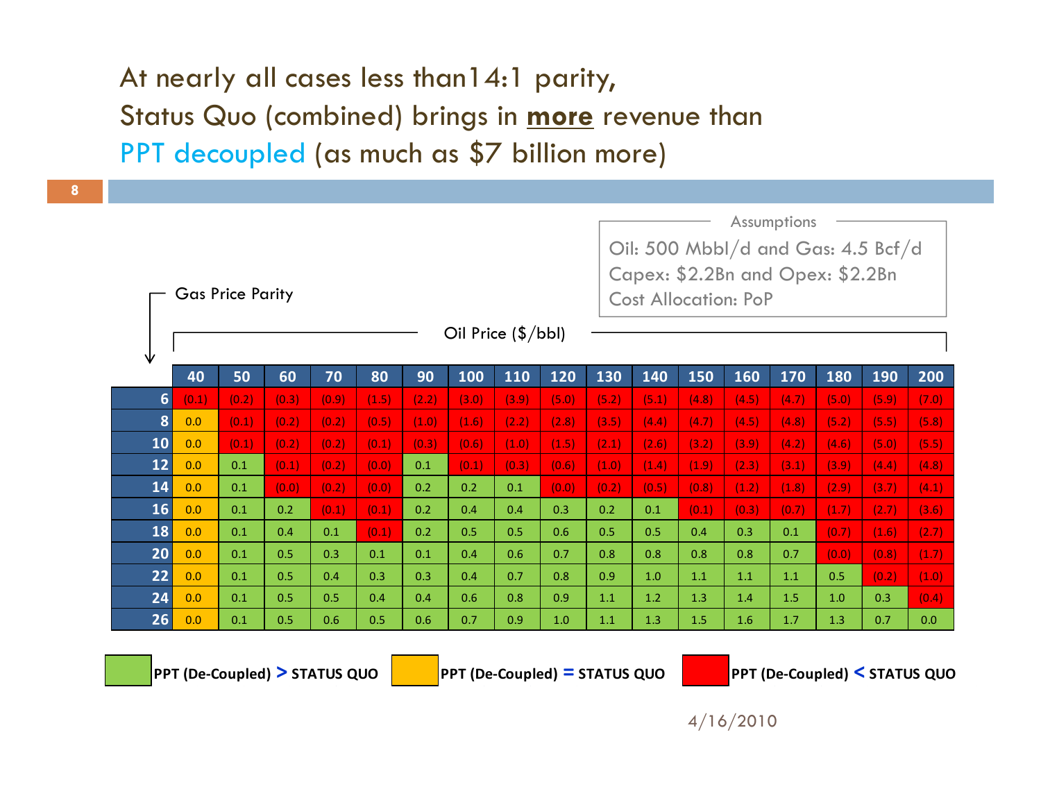# At nearly all cases less than14:1 parity, Status Quo (combined) brings in **more** revenue than PPT decoupled (as much as $7 billion more)

**Assumptions**

Oil: 500 Mbbl/d and Gas: 4.5 Bcf/d
Capex: $2.2Bn and Opex: $2.2Bn
Cost Allocation: PoP

Gas Price Parity (rows) / Oil Price ($/bbl) (columns)

| | 40 | 50 | 60 | 70 | 80 | 90 | 100 | 110 | 120 | 130 | 140 | 150 | 160 | 170 | 180 | 190 | 200 |
|---|---|---|---|---|---|---|---|---|---|---|---|---|---|---|---|---|---|
| 6 | (0.1) | (0.2) | (0.3) | (0.9) | (1.5) | (2.2) | (3.0) | (3.9) | (5.0) | (5.2) | (5.1) | (4.8) | (4.5) | (4.7) | (5.0) | (5.9) | (7.0) |
| 8 | 0.0 | (0.1) | (0.2) | (0.2) | (0.5) | (1.0) | (1.6) | (2.2) | (2.8) | (3.5) | (4.4) | (4.7) | (4.5) | (4.8) | (5.2) | (5.5) | (5.8) |
| 10 | 0.0 | (0.1) | (0.2) | (0.2) | (0.1) | (0.3) | (0.6) | (1.0) | (1.5) | (2.1) | (2.6) | (3.2) | (3.9) | (4.2) | (4.6) | (5.0) | (5.5) |
| 12 | 0.0 | 0.1 | (0.1) | (0.2) | (0.0) | 0.1 | (0.1) | (0.3) | (0.6) | (1.0) | (1.4) | (1.9) | (2.3) | (3.1) | (3.9) | (4.4) | (4.8) |
| 14 | 0.0 | 0.1 | (0.0) | (0.2) | (0.0) | 0.2 | 0.2 | 0.1 | (0.0) | (0.2) | (0.5) | (0.8) | (1.2) | (1.8) | (2.9) | (3.7) | (4.1) |
| 16 | 0.0 | 0.1 | 0.2 | (0.1) | (0.1) | 0.2 | 0.4 | 0.4 | 0.3 | 0.2 | 0.1 | (0.1) | (0.3) | (0.7) | (1.7) | (2.7) | (3.6) |
| 18 | 0.0 | 0.1 | 0.4 | 0.1 | (0.1) | 0.2 | 0.5 | 0.5 | 0.6 | 0.5 | 0.5 | 0.4 | 0.3 | 0.1 | (0.7) | (1.6) | (2.7) |
| 20 | 0.0 | 0.1 | 0.5 | 0.3 | 0.1 | 0.1 | 0.4 | 0.6 | 0.7 | 0.8 | 0.8 | 0.8 | 0.8 | 0.7 | (0.0) | (0.8) | (1.7) |
| 22 | 0.0 | 0.1 | 0.5 | 0.4 | 0.3 | 0.3 | 0.4 | 0.7 | 0.8 | 0.9 | 1.0 | 1.1 | 1.1 | 1.1 | 0.5 | (0.2) | (1.0) |
| 24 | 0.0 | 0.1 | 0.5 | 0.5 | 0.4 | 0.4 | 0.6 | 0.8 | 0.9 | 1.1 | 1.2 | 1.3 | 1.4 | 1.5 | 1.0 | 0.3 | (0.4) |
| 26 | 0.0 | 0.1 | 0.5 | 0.6 | 0.5 | 0.6 | 0.7 | 0.9 | 1.0 | 1.1 | 1.3 | 1.5 | 1.6 | 1.7 | 1.3 | 0.7 | 0.0 |

Legend: Green = **PPT (De-Coupled) > STATUS QUO**; Yellow = **PPT (De-Coupled) = STATUS QUO**; Red = **PPT (De-Coupled) < STATUS QUO**

4/16/2010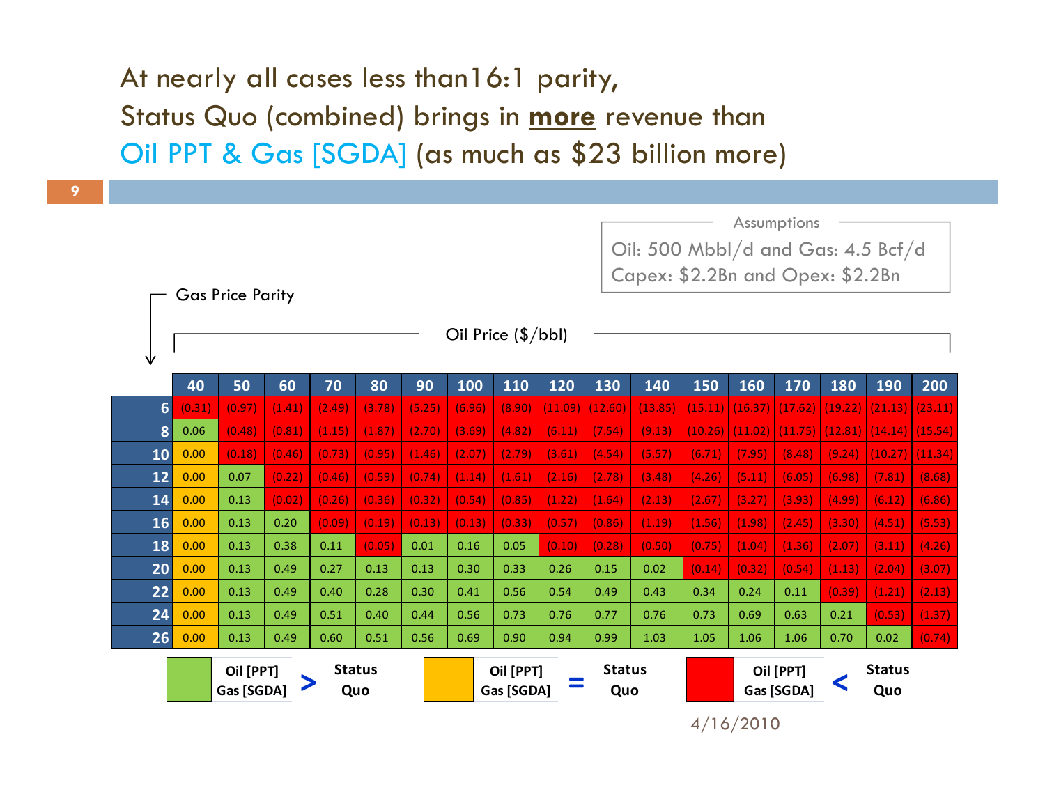# At nearly all cases less than16:1 parity, Status Quo (combined) brings in **more** revenue than Oil PPT & Gas [SGDA] (as much as $23 billion more)

**Assumptions**

Oil: 500 Mbbl/d and Gas: 4.5 Bcf/d
Capex: $2.2Bn and Opex: $2.2Bn

Gas Price Parity (rows) / Oil Price ($/bbl) (columns)

| | 40 | 50 | 60 | 70 | 80 | 90 | 100 | 110 | 120 | 130 | 140 | 150 | 160 | 170 | 180 | 190 | 200 |
|---|---|---|---|---|---|---|---|---|---|---|---|---|---|---|---|---|---|
| 6 | (0.31) | (0.97) | (1.41) | (2.49) | (3.78) | (5.25) | (6.96) | (8.90) | (11.09) | (12.60) | (13.85) | (15.11) | (16.37) | (17.62) | (19.22) | (21.13) | (23.11) |
| 8 | 0.06 | (0.48) | (0.81) | (1.15) | (1.87) | (2.70) | (3.69) | (4.82) | (6.11) | (7.54) | (9.13) | (10.26) | (11.02) | (11.75) | (12.81) | (14.14) | (15.54) |
| 10 | 0.00 | (0.18) | (0.46) | (0.73) | (0.95) | (1.46) | (2.07) | (2.79) | (3.61) | (4.54) | (5.57) | (6.71) | (7.95) | (8.48) | (9.24) | (10.27) | (11.34) |
| 12 | 0.00 | 0.07 | (0.22) | (0.46) | (0.59) | (0.74) | (1.14) | (1.61) | (2.16) | (2.78) | (3.48) | (4.26) | (5.11) | (6.05) | (6.98) | (7.81) | (8.68) |
| 14 | 0.00 | 0.13 | (0.02) | (0.26) | (0.36) | (0.32) | (0.54) | (0.85) | (1.22) | (1.64) | (2.13) | (2.67) | (3.27) | (3.93) | (4.99) | (6.12) | (6.86) |
| 16 | 0.00 | 0.13 | 0.20 | (0.09) | (0.19) | (0.13) | (0.13) | (0.33) | (0.57) | (0.86) | (1.19) | (1.56) | (1.98) | (2.45) | (3.30) | (4.51) | (5.53) |
| 18 | 0.00 | 0.13 | 0.38 | 0.11 | (0.05) | 0.01 | 0.16 | 0.05 | (0.10) | (0.28) | (0.50) | (0.75) | (1.04) | (1.36) | (2.07) | (3.11) | (4.26) |
| 20 | 0.00 | 0.13 | 0.49 | 0.27 | 0.13 | 0.13 | 0.30 | 0.33 | 0.26 | 0.15 | 0.02 | (0.14) | (0.32) | (0.54) | (1.13) | (2.04) | (3.07) |
| 22 | 0.00 | 0.13 | 0.49 | 0.40 | 0.28 | 0.30 | 0.41 | 0.56 | 0.54 | 0.49 | 0.43 | 0.34 | 0.24 | 0.11 | (0.39) | (1.21) | (2.13) |
| 24 | 0.00 | 0.13 | 0.49 | 0.51 | 0.40 | 0.44 | 0.56 | 0.73 | 0.76 | 0.77 | 0.76 | 0.73 | 0.69 | 0.63 | 0.21 | (0.53) | (1.37) |
| 26 | 0.00 | 0.13 | 0.49 | 0.60 | 0.51 | 0.56 | 0.69 | 0.90 | 0.94 | 0.99 | 1.03 | 1.05 | 1.06 | 1.06 | 0.70 | 0.02 | (0.74) |

Legend:
- Green: Oil [PPT] Gas [SGDA] > Status Quo
- Yellow: Oil [PPT] Gas [SGDA] = Status Quo
- Red: Oil [PPT] Gas [SGDA] < Status Quo

4/16/2010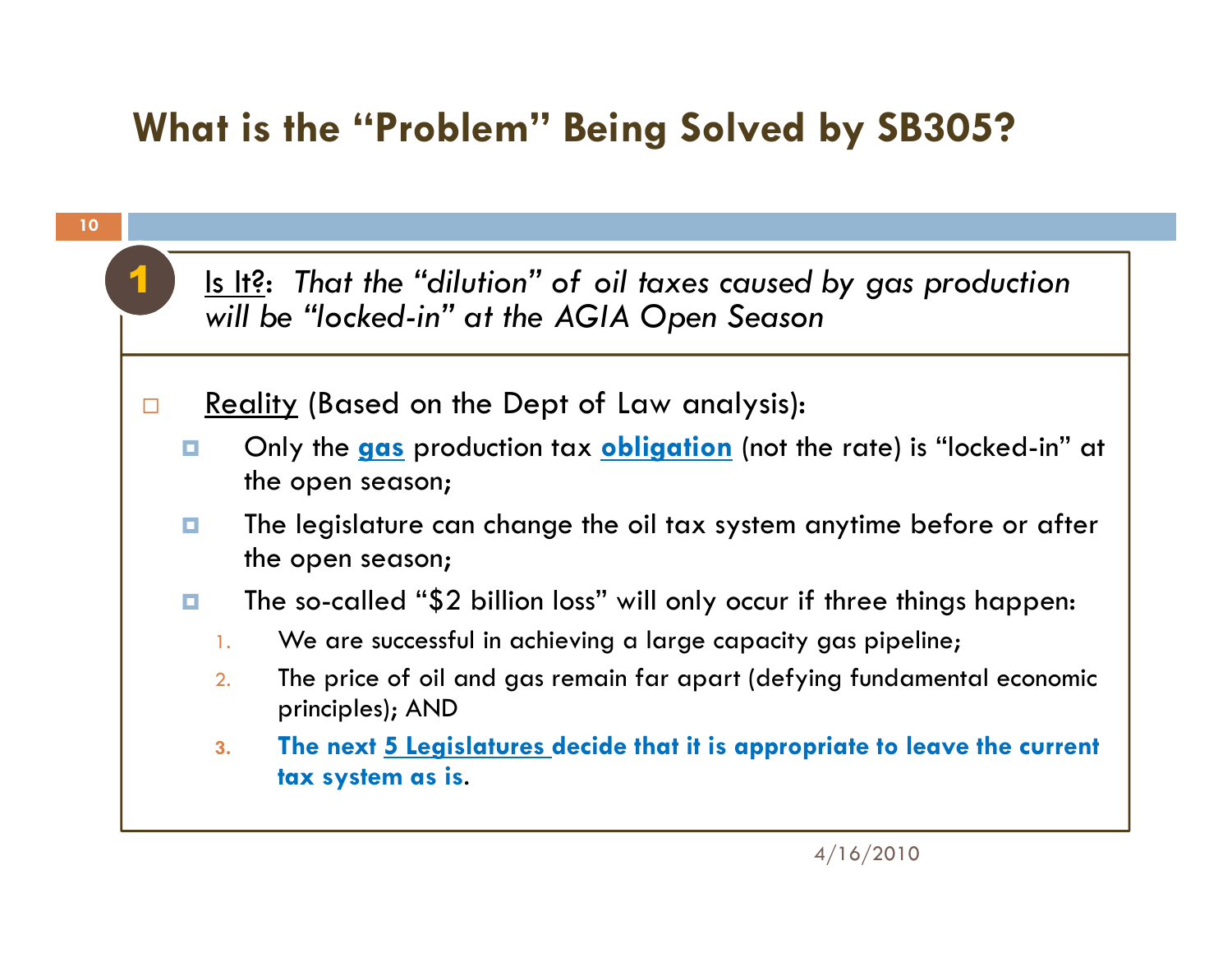# What is the "Problem" Being Solved by SB305?

**1** Is It?: *That the "dilution" of oil taxes caused by gas production will be "locked-in" at the AGIA Open Season*

- Reality (Based on the Dept of Law analysis):
  - Only the **gas** production tax **obligation** (not the rate) is "locked-in" at the open season;
  - The legislature can change the oil tax system anytime before or after the open season;
  - The so-called "$2 billion loss" will only occur if three things happen:
    1. We are successful in achieving a large capacity gas pipeline;
    2. The price of oil and gas remain far apart (defying fundamental economic principles); AND
    3. **The next 5 Legislatures decide that it is appropriate to leave the current tax system as is**.

4/16/2010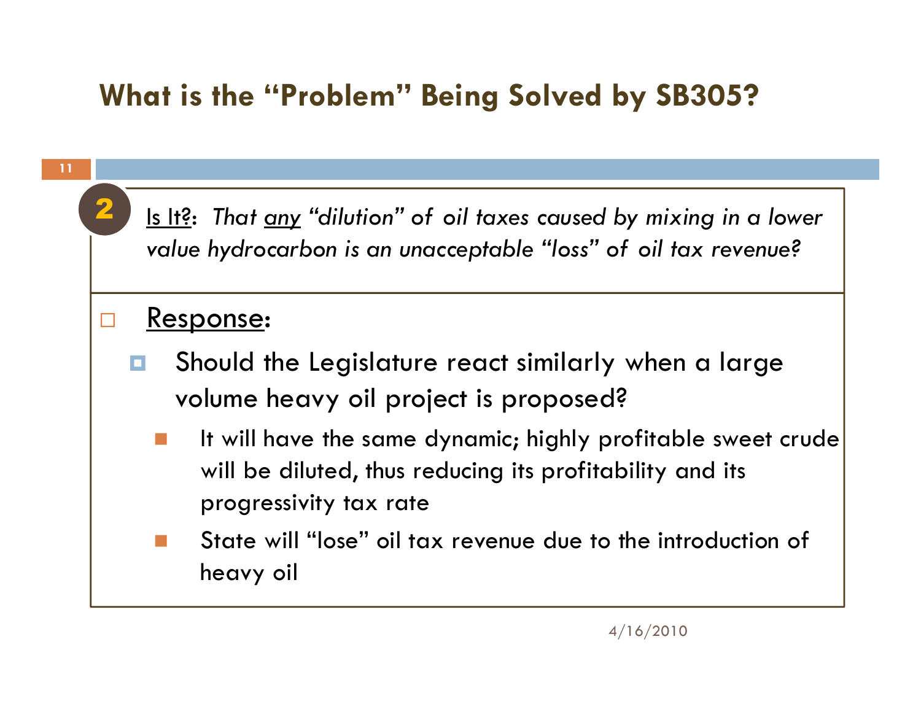# What is the "Problem" Being Solved by SB305?

**2** <u>Is It?</u>: *That <u>any</u> "dilution" of oil taxes caused by mixing in a lower value hydrocarbon is an unacceptable "loss" of oil tax revenue?*

- <u>Response</u>:
  - Should the Legislature react similarly when a large volume heavy oil project is proposed?
    - It will have the same dynamic; highly profitable sweet crude will be diluted, thus reducing its profitability and its progressivity tax rate
    - State will "lose" oil tax revenue due to the introduction of heavy oil

4/16/2010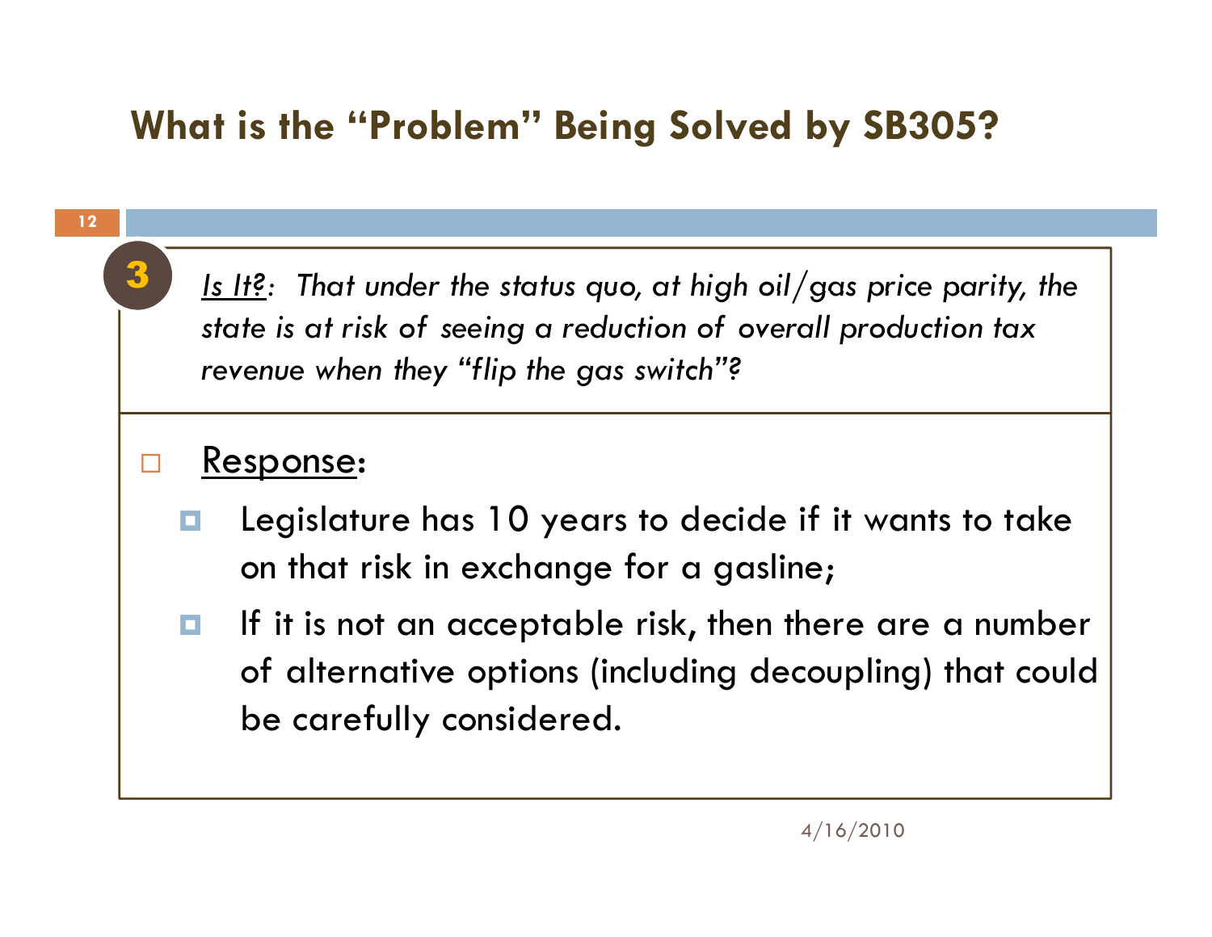## What is the "Problem" Being Solved by SB305?

**3**

*<u>Is It?</u>: That under the status quo, at high oil/gas price parity, the state is at risk of seeing a reduction of overall production tax revenue when they "flip the gas switch"?*

- <u>Response</u>:
  - Legislature has 10 years to decide if it wants to take on that risk in exchange for a gasline;
  - If it is not an acceptable risk, then there are a number of alternative options (including decoupling) that could be carefully considered.

4/16/2010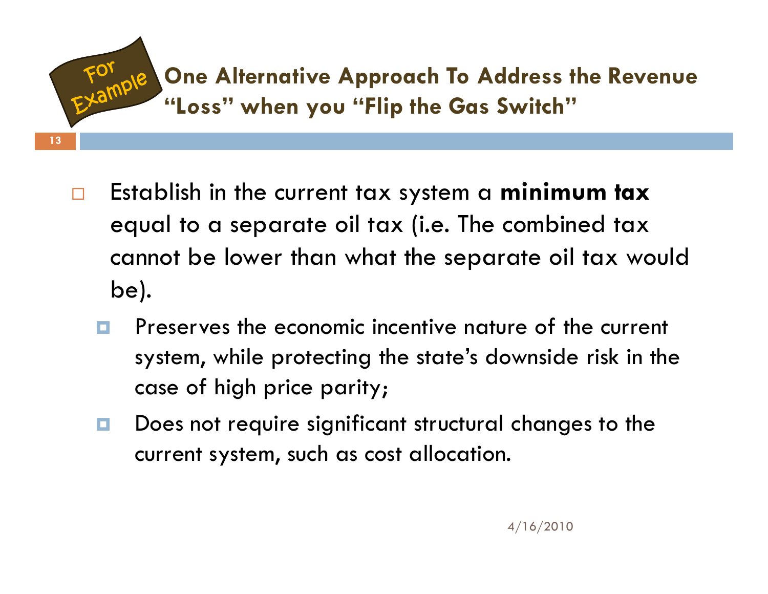## For Example: One Alternative Approach To Address the Revenue "Loss" when you "Flip the Gas Switch"

- Establish in the current tax system a **minimum tax** equal to a separate oil tax (i.e. The combined tax cannot be lower than what the separate oil tax would be).
  - Preserves the economic incentive nature of the current system, while protecting the state's downside risk in the case of high price parity;
  - Does not require significant structural changes to the current system, such as cost allocation.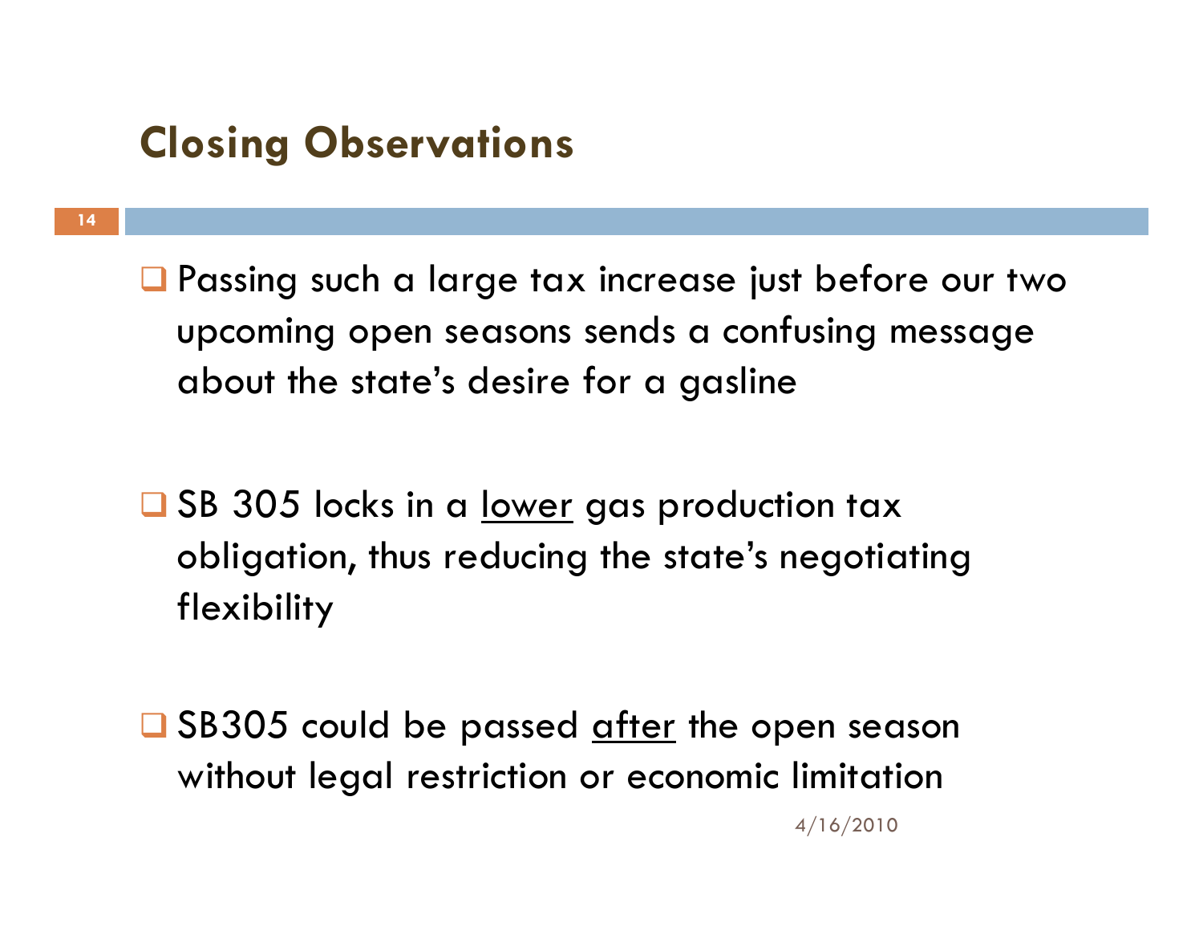## Closing Observations

- Passing such a large tax increase just before our two upcoming open seasons sends a confusing message about the state's desire for a gasline

- SB 305 locks in a <u>lower</u> gas production tax obligation, thus reducing the state's negotiating flexibility

- SB305 could be passed <u>after</u> the open season without legal restriction or economic limitation

4/16/2010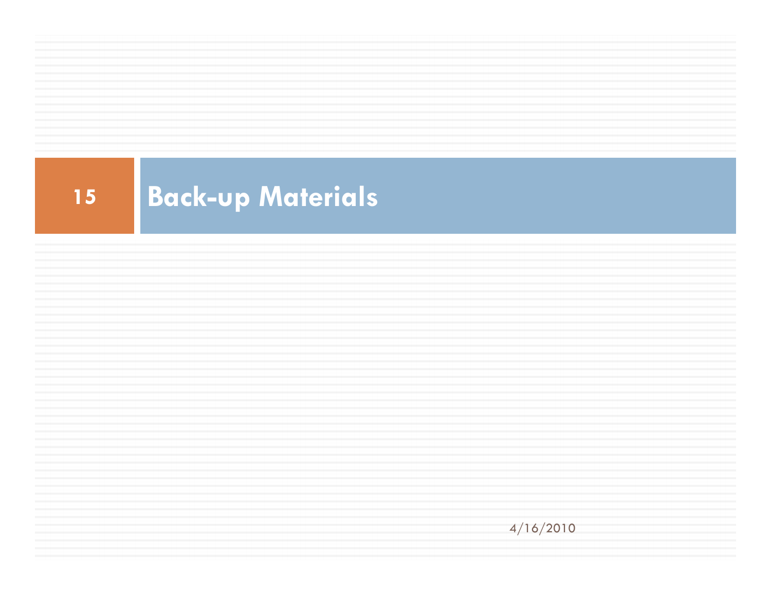# Back-up Materials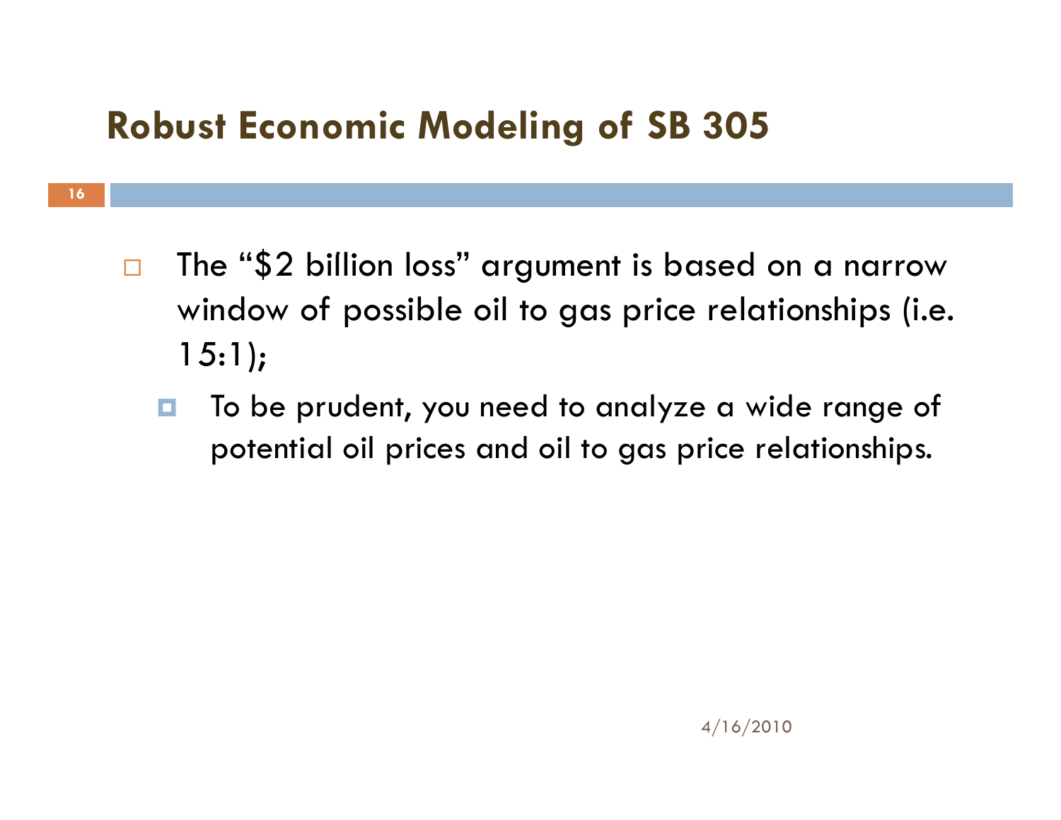# Robust Economic Modeling of SB 305

- The "$2 billion loss" argument is based on a narrow window of possible oil to gas price relationships (i.e. 15:1);
  - To be prudent, you need to analyze a wide range of potential oil prices and oil to gas price relationships.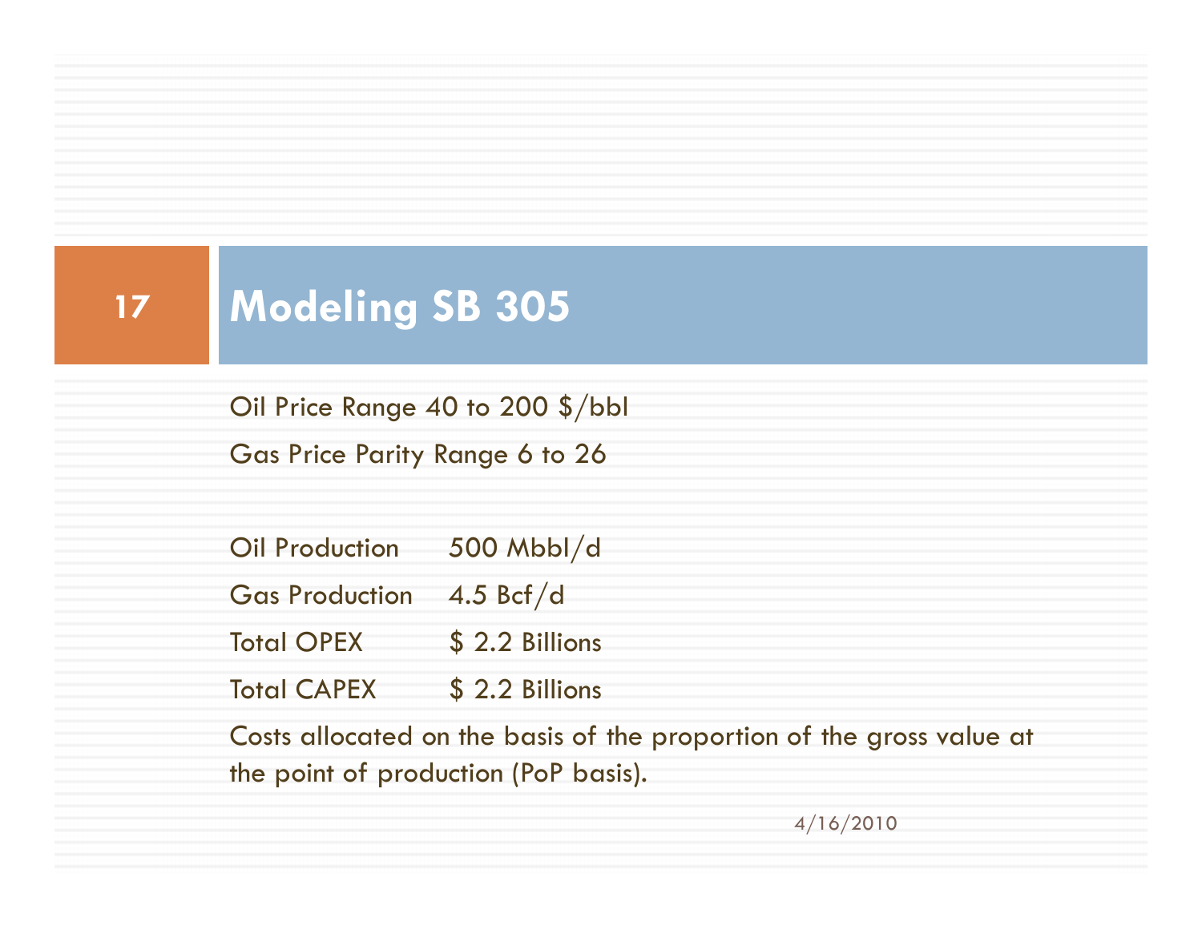# Modeling SB 305

Oil Price Range 40 to 200 $/bbl

Gas Price Parity Range 6 to 26

| | |
|---|---|
| Oil Production | 500 Mbbl/d |
| Gas Production | 4.5 Bcf/d |
| Total OPEX | $ 2.2 Billions |
| Total CAPEX | $ 2.2 Billions |

Costs allocated on the basis of the proportion of the gross value at the point of production (PoP basis).

4/16/2010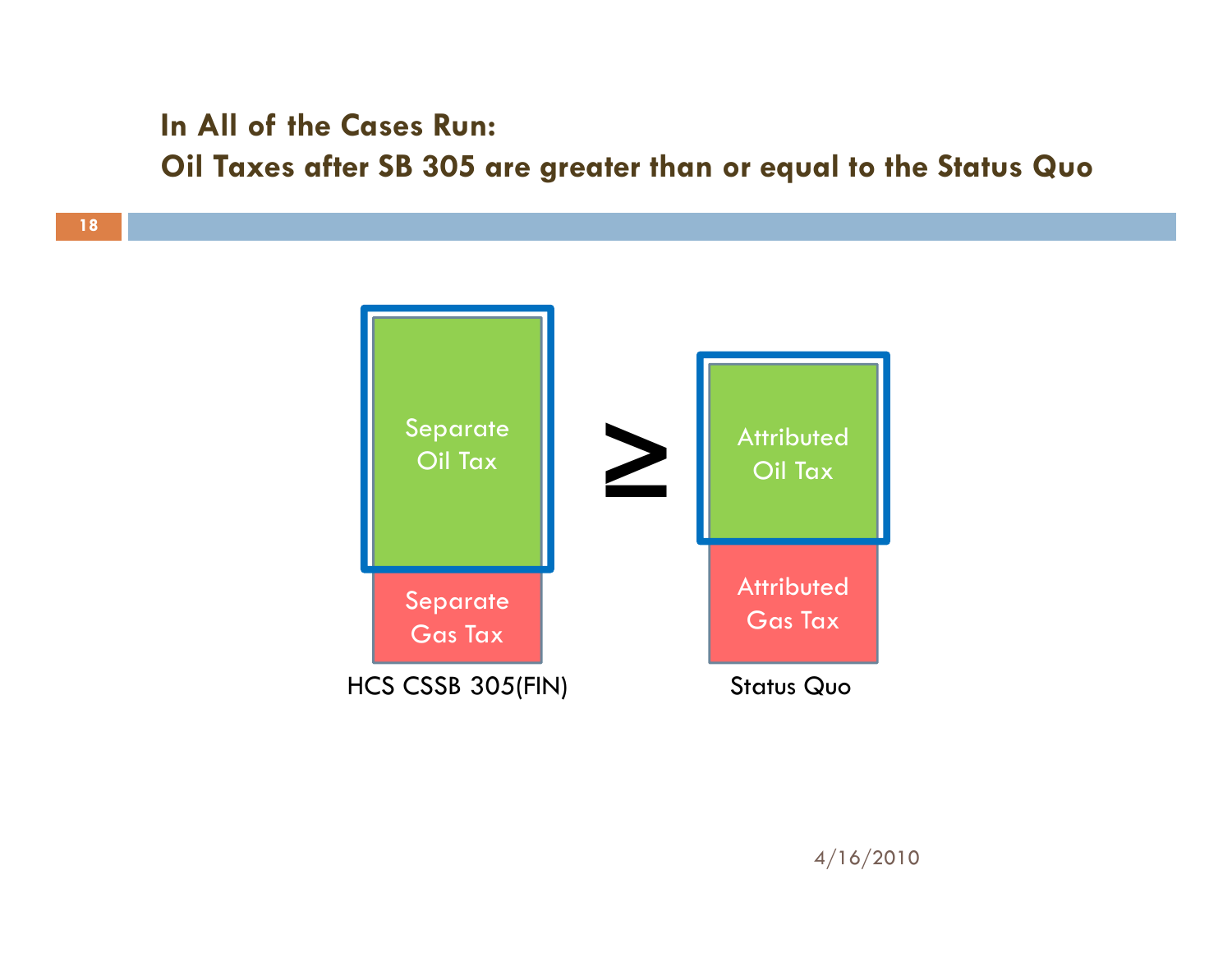## In All of the Cases Run:
## Oil Taxes after SB 305 are greater than or equal to the Status Quo

Separate Oil Tax

Separate Gas Tax

HCS CSSB 305(FIN)

≥

Attributed Oil Tax

Attributed Gas Tax

Status Quo

4/16/2010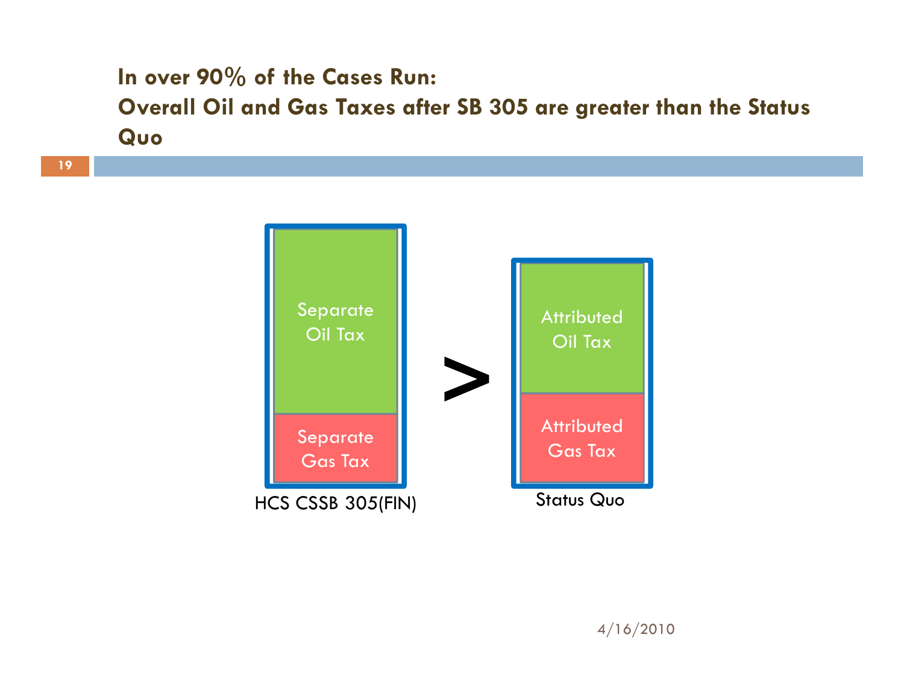## In over 90% of the Cases Run: Overall Oil and Gas Taxes after SB 305 are greater than the Status Quo

| HCS CSSB 305(FIN) | | Status Quo |
|---|---|---|
| Separate Oil Tax + Separate Gas Tax | > | Attributed Oil Tax + Attributed Gas Tax |

4/16/2010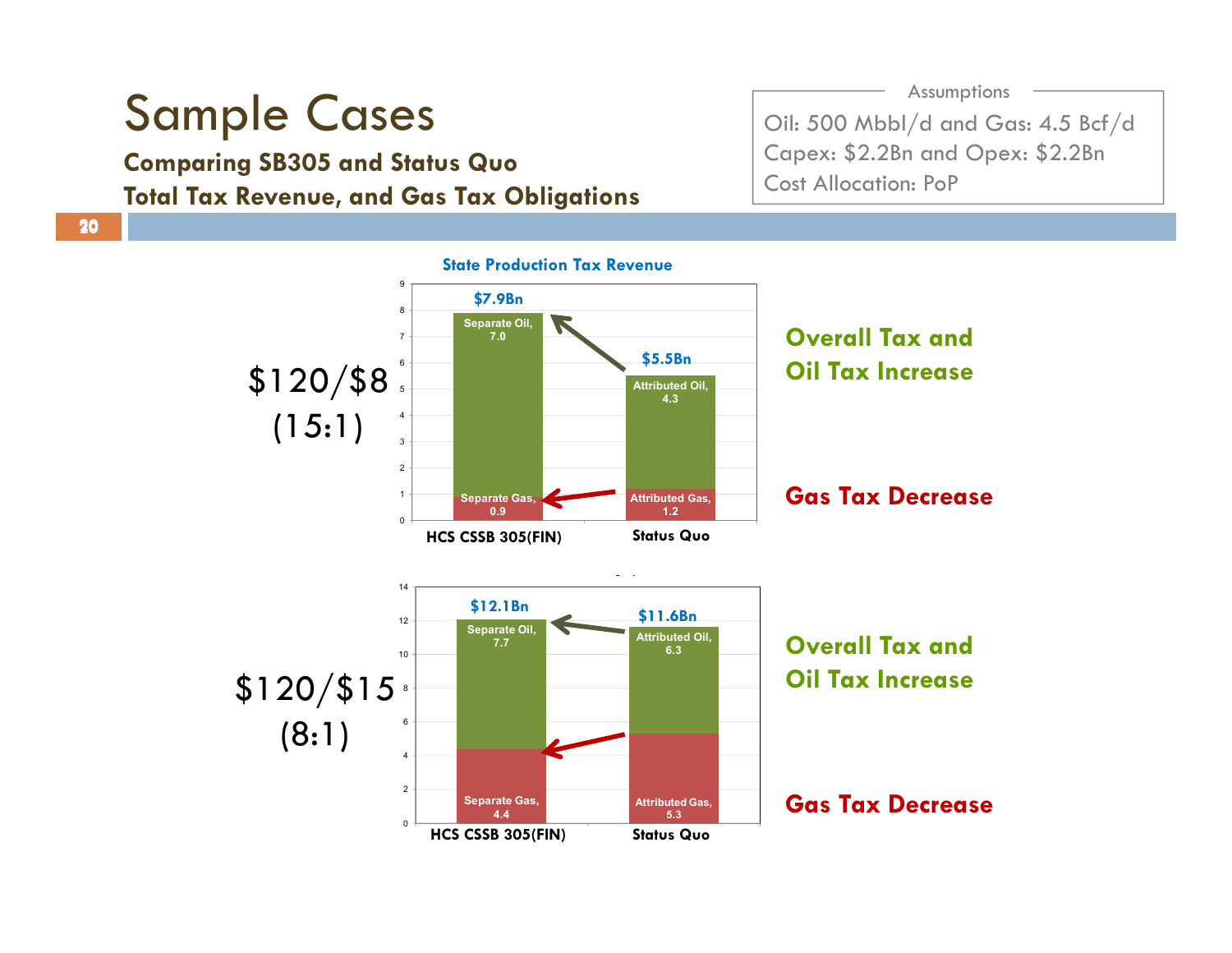# Sample Cases

**Comparing SB305 and Status Quo**

**Total Tax Revenue, and Gas Tax Obligations**

**Assumptions**

Oil: 500 Mbbl/d and Gas: 4.5 Bcf/d

Capex: $2.2Bn and Opex: $2.2Bn

Cost Allocation: PoP

### State Production Tax Revenue

**$120/$8 (15:1)**

| | HCS CSSB 305(FIN) | Status Quo |
|---|---|---|
| Oil | Separate Oil, 7.0 | Attributed Oil, 4.3 |
| Gas | Separate Gas, 0.9 | Attributed Gas, 1.2 |
| Total | $7.9Bn | $5.5Bn |

**Overall Tax and Oil Tax Increase**

**Gas Tax Decrease**

**$120/$15 (8:1)**

| | HCS CSSB 305(FIN) | Status Quo |
|---|---|---|
| Oil | Separate Oil, 7.7 | Attributed Oil, 6.3 |
| Gas | Separate Gas, 4.4 | Attributed Gas, 5.3 |
| Total | $12.1Bn | $11.6Bn |

**Overall Tax and Oil Tax Increase**

**Gas Tax Decrease**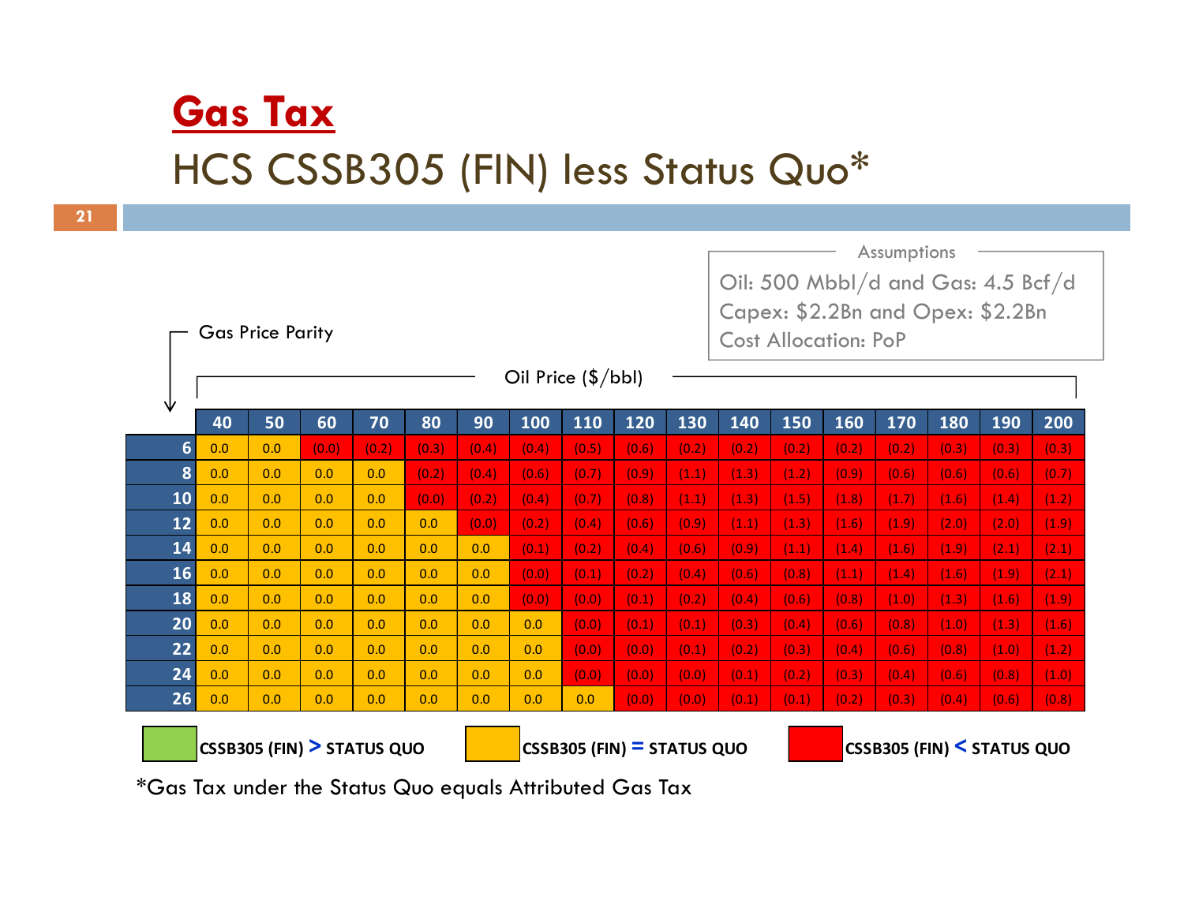# Gas Tax

## HCS CSSB305 (FIN) less Status Quo*

**Assumptions**

Oil: 500 Mbbl/d and Gas: 4.5 Bcf/d
Capex: $2.2Bn and Opex: $2.2Bn
Cost Allocation: PoP

Gas Price Parity (rows) / Oil Price ($/bbl) (columns)

| Gas Price Parity | 40 | 50 | 60 | 70 | 80 | 90 | 100 | 110 | 120 | 130 | 140 | 150 | 160 | 170 | 180 | 190 | 200 |
|---|---|---|---|---|---|---|---|---|---|---|---|---|---|---|---|---|---|
| 6 | 0.0 | 0.0 | (0.0) | (0.2) | (0.3) | (0.4) | (0.4) | (0.5) | (0.6) | (0.2) | (0.2) | (0.2) | (0.2) | (0.2) | (0.3) | (0.3) | (0.3) |
| 8 | 0.0 | 0.0 | 0.0 | 0.0 | (0.2) | (0.4) | (0.6) | (0.7) | (0.9) | (1.1) | (1.3) | (1.2) | (0.9) | (0.6) | (0.6) | (0.6) | (0.7) |
| 10 | 0.0 | 0.0 | 0.0 | 0.0 | (0.0) | (0.2) | (0.4) | (0.7) | (0.8) | (1.1) | (1.3) | (1.5) | (1.8) | (1.7) | (1.6) | (1.4) | (1.2) |
| 12 | 0.0 | 0.0 | 0.0 | 0.0 | 0.0 | (0.0) | (0.2) | (0.4) | (0.6) | (0.9) | (1.1) | (1.3) | (1.6) | (1.9) | (2.0) | (2.0) | (1.9) |
| 14 | 0.0 | 0.0 | 0.0 | 0.0 | 0.0 | 0.0 | (0.1) | (0.2) | (0.4) | (0.6) | (0.9) | (1.1) | (1.4) | (1.6) | (1.9) | (2.1) | (2.1) |
| 16 | 0.0 | 0.0 | 0.0 | 0.0 | 0.0 | 0.0 | (0.0) | (0.1) | (0.2) | (0.4) | (0.6) | (0.8) | (1.1) | (1.4) | (1.6) | (1.9) | (2.1) |
| 18 | 0.0 | 0.0 | 0.0 | 0.0 | 0.0 | 0.0 | (0.0) | (0.0) | (0.1) | (0.2) | (0.4) | (0.6) | (0.8) | (1.0) | (1.3) | (1.6) | (1.9) |
| 20 | 0.0 | 0.0 | 0.0 | 0.0 | 0.0 | 0.0 | 0.0 | (0.0) | (0.1) | (0.1) | (0.3) | (0.4) | (0.6) | (0.8) | (1.0) | (1.3) | (1.6) |
| 22 | 0.0 | 0.0 | 0.0 | 0.0 | 0.0 | 0.0 | 0.0 | (0.0) | (0.0) | (0.1) | (0.2) | (0.3) | (0.4) | (0.6) | (0.8) | (1.0) | (1.2) |
| 24 | 0.0 | 0.0 | 0.0 | 0.0 | 0.0 | 0.0 | 0.0 | (0.0) | (0.0) | (0.0) | (0.1) | (0.2) | (0.3) | (0.4) | (0.6) | (0.8) | (1.0) |
| 26 | 0.0 | 0.0 | 0.0 | 0.0 | 0.0 | 0.0 | 0.0 | 0.0 | (0.0) | (0.0) | (0.1) | (0.1) | (0.2) | (0.3) | (0.4) | (0.6) | (0.8) |

Legend: Green = CSSB305 (FIN) > STATUS QUO; Yellow = CSSB305 (FIN) = STATUS QUO; Red = CSSB305 (FIN) < STATUS QUO

*Gas Tax under the Status Quo equals Attributed Gas Tax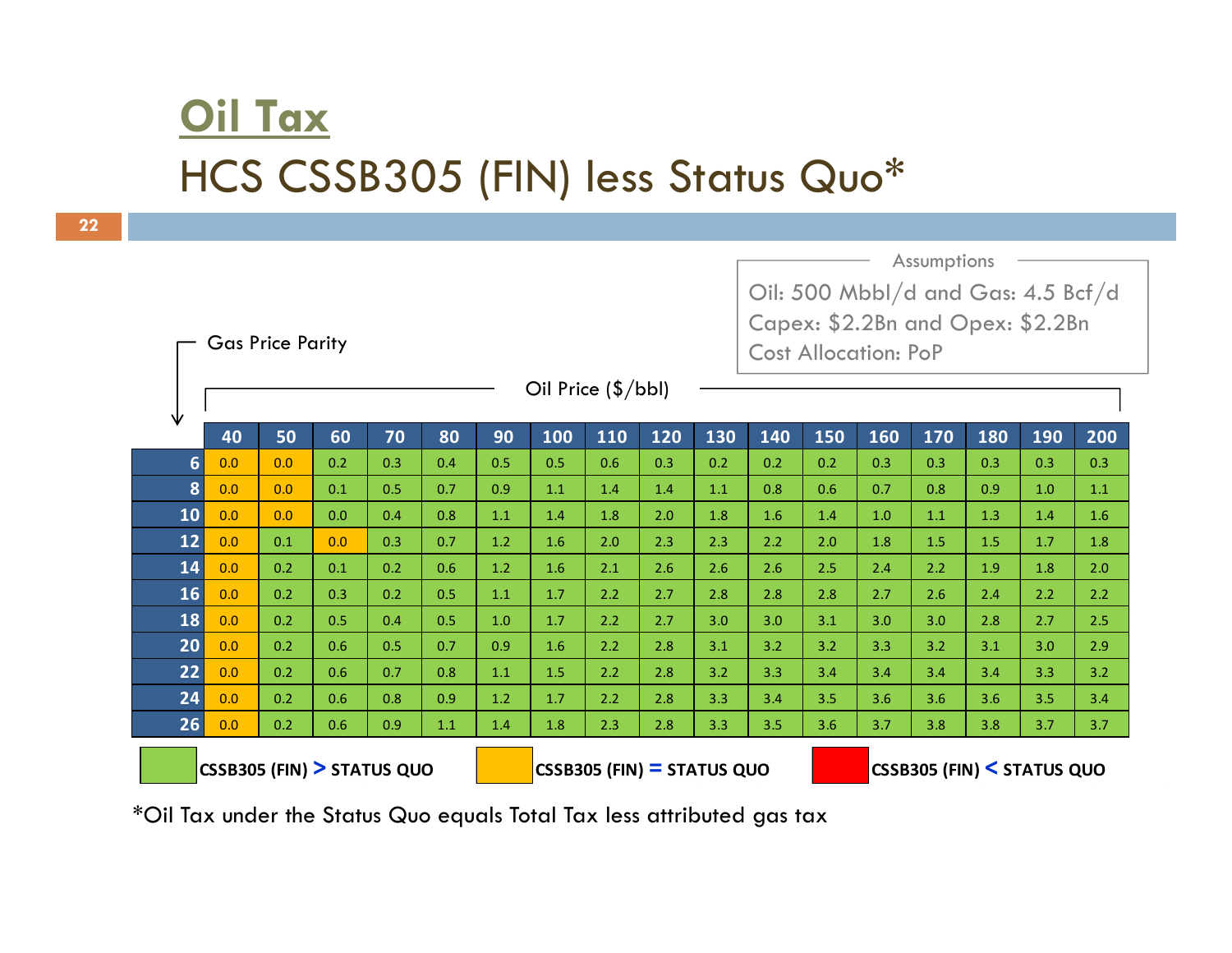# Oil Tax

## HCS CSSB305 (FIN) less Status Quo*

**Assumptions**

Oil: 500 Mbbl/d and Gas: 4.5 Bcf/d
Capex: $2.2Bn and Opex: $2.2Bn
Cost Allocation: PoP

Gas Price Parity (rows) / Oil Price ($/bbl) (columns)

| | 40 | 50 | 60 | 70 | 80 | 90 | 100 | 110 | 120 | 130 | 140 | 150 | 160 | 170 | 180 | 190 | 200 |
|---|---|---|---|---|---|---|---|---|---|---|---|---|---|---|---|---|---|
| 6 | 0.0 | 0.0 | 0.2 | 0.3 | 0.4 | 0.5 | 0.5 | 0.6 | 0.3 | 0.2 | 0.2 | 0.2 | 0.3 | 0.3 | 0.3 | 0.3 | 0.3 |
| 8 | 0.0 | 0.0 | 0.1 | 0.5 | 0.7 | 0.9 | 1.1 | 1.4 | 1.4 | 1.1 | 0.8 | 0.6 | 0.7 | 0.8 | 0.9 | 1.0 | 1.1 |
| 10 | 0.0 | 0.0 | 0.0 | 0.4 | 0.8 | 1.1 | 1.4 | 1.8 | 2.0 | 1.8 | 1.6 | 1.4 | 1.0 | 1.1 | 1.3 | 1.4 | 1.6 |
| 12 | 0.0 | 0.1 | 0.0 | 0.3 | 0.7 | 1.2 | 1.6 | 2.0 | 2.3 | 2.3 | 2.2 | 2.0 | 1.8 | 1.5 | 1.5 | 1.7 | 1.8 |
| 14 | 0.0 | 0.2 | 0.1 | 0.2 | 0.6 | 1.2 | 1.6 | 2.1 | 2.6 | 2.6 | 2.6 | 2.5 | 2.4 | 2.2 | 1.9 | 1.8 | 2.0 |
| 16 | 0.0 | 0.2 | 0.3 | 0.2 | 0.5 | 1.1 | 1.7 | 2.2 | 2.7 | 2.8 | 2.8 | 2.8 | 2.7 | 2.6 | 2.4 | 2.2 | 2.2 |
| 18 | 0.0 | 0.2 | 0.5 | 0.4 | 0.5 | 1.0 | 1.7 | 2.2 | 2.7 | 3.0 | 3.0 | 3.1 | 3.0 | 3.0 | 2.8 | 2.7 | 2.5 |
| 20 | 0.0 | 0.2 | 0.6 | 0.5 | 0.7 | 0.9 | 1.6 | 2.2 | 2.8 | 3.1 | 3.2 | 3.2 | 3.3 | 3.2 | 3.1 | 3.0 | 2.9 |
| 22 | 0.0 | 0.2 | 0.6 | 0.7 | 0.8 | 1.1 | 1.5 | 2.2 | 2.8 | 3.2 | 3.3 | 3.4 | 3.4 | 3.4 | 3.4 | 3.3 | 3.2 |
| 24 | 0.0 | 0.2 | 0.6 | 0.8 | 0.9 | 1.2 | 1.7 | 2.2 | 2.8 | 3.3 | 3.4 | 3.5 | 3.6 | 3.6 | 3.6 | 3.5 | 3.4 |
| 26 | 0.0 | 0.2 | 0.6 | 0.9 | 1.1 | 1.4 | 1.8 | 2.3 | 2.8 | 3.3 | 3.5 | 3.6 | 3.7 | 3.8 | 3.8 | 3.7 | 3.7 |

Legend: **CSSB305 (FIN) > STATUS QUO** (green) | **CSSB305 (FIN) = STATUS QUO** (yellow) | **CSSB305 (FIN) < STATUS QUO** (red)

*Oil Tax under the Status Quo equals Total Tax less attributed gas tax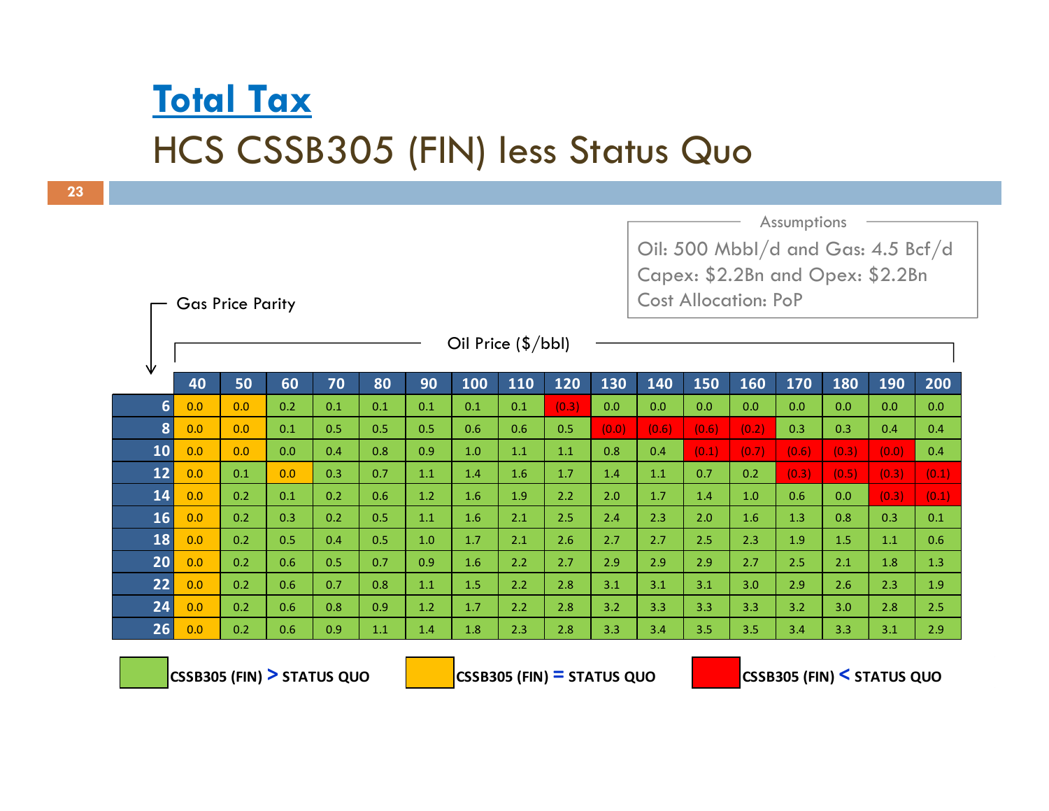# Total Tax

## HCS CSSB305 (FIN) less Status Quo

Assumptions

Oil: 500 Mbbl/d and Gas: 4.5 Bcf/d

Capex: $2.2Bn and Opex: $2.2Bn

Cost Allocation: PoP

Gas Price Parity ↓

Oil Price ($/bbl)

| Gas Price Parity | 40 | 50 | 60 | 70 | 80 | 90 | 100 | 110 | 120 | 130 | 140 | 150 | 160 | 170 | 180 | 190 | 200 |
|---|---|---|---|---|---|---|---|---|---|---|---|---|---|---|---|---|---|
| 6 | 0.0 | 0.0 | 0.2 | 0.1 | 0.1 | 0.1 | 0.1 | 0.1 | (0.3) | 0.0 | 0.0 | 0.0 | 0.0 | 0.0 | 0.0 | 0.0 | 0.0 |
| 8 | 0.0 | 0.0 | 0.1 | 0.5 | 0.5 | 0.5 | 0.6 | 0.6 | 0.5 | (0.0) | (0.6) | (0.6) | (0.2) | 0.3 | 0.3 | 0.4 | 0.4 |
| 10 | 0.0 | 0.0 | 0.0 | 0.4 | 0.8 | 0.9 | 1.0 | 1.1 | 1.1 | 0.8 | 0.4 | (0.1) | (0.7) | (0.6) | (0.3) | (0.0) | 0.4 |
| 12 | 0.0 | 0.1 | 0.0 | 0.3 | 0.7 | 1.1 | 1.4 | 1.6 | 1.7 | 1.4 | 1.1 | 0.7 | 0.2 | (0.3) | (0.5) | (0.3) | (0.1) |
| 14 | 0.0 | 0.2 | 0.1 | 0.2 | 0.6 | 1.2 | 1.6 | 1.9 | 2.2 | 2.0 | 1.7 | 1.4 | 1.0 | 0.6 | 0.0 | (0.3) | (0.1) |
| 16 | 0.0 | 0.2 | 0.3 | 0.2 | 0.5 | 1.1 | 1.6 | 2.1 | 2.5 | 2.4 | 2.3 | 2.0 | 1.6 | 1.3 | 0.8 | 0.3 | 0.1 |
| 18 | 0.0 | 0.2 | 0.5 | 0.4 | 0.5 | 1.0 | 1.7 | 2.1 | 2.6 | 2.7 | 2.7 | 2.5 | 2.3 | 1.9 | 1.5 | 1.1 | 0.6 |
| 20 | 0.0 | 0.2 | 0.6 | 0.5 | 0.7 | 0.9 | 1.6 | 2.2 | 2.7 | 2.9 | 2.9 | 2.9 | 2.7 | 2.5 | 2.1 | 1.8 | 1.3 |
| 22 | 0.0 | 0.2 | 0.6 | 0.7 | 0.8 | 1.1 | 1.5 | 2.2 | 2.8 | 3.1 | 3.1 | 3.1 | 3.0 | 2.9 | 2.6 | 2.3 | 1.9 |
| 24 | 0.0 | 0.2 | 0.6 | 0.8 | 0.9 | 1.2 | 1.7 | 2.2 | 2.8 | 3.2 | 3.3 | 3.3 | 3.3 | 3.2 | 3.0 | 2.8 | 2.5 |
| 26 | 0.0 | 0.2 | 0.6 | 0.9 | 1.1 | 1.4 | 1.8 | 2.3 | 2.8 | 3.3 | 3.4 | 3.5 | 3.5 | 3.4 | 3.3 | 3.1 | 2.9 |

**CSSB305 (FIN) > STATUS QUO** (green) **CSSB305 (FIN) = STATUS QUO** (yellow) **CSSB305 (FIN) < STATUS QUO** (red)